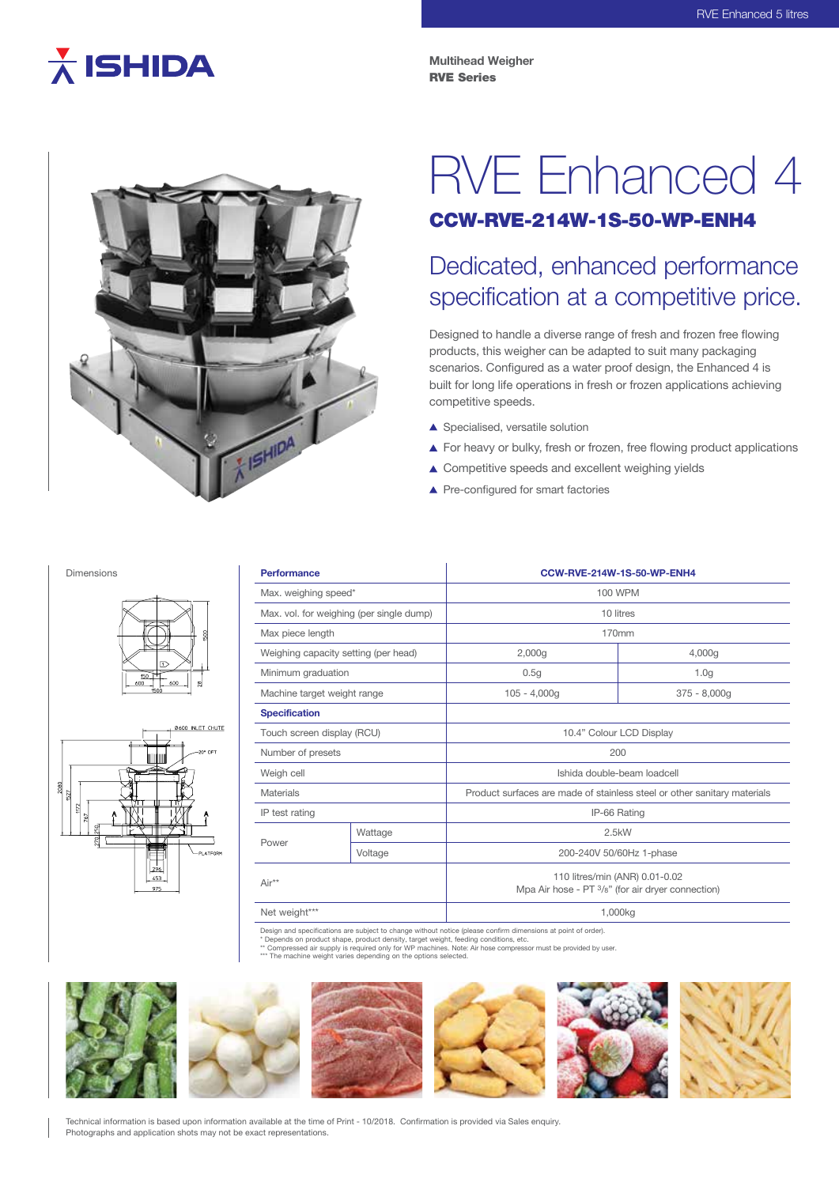Multihead Weigher
**RVE Series**

# RVE Enhanced 4

## CCW-RVE-214W-1S-50-WP-ENH4

## Dedicated, enhanced performance specification at a competitive price.

Designed to handle a diverse range of fresh and frozen free flowing products, this weigher can be adapted to suit many packaging scenarios. Configured as a water proof design, the Enhanced 4 is built for long life operations in fresh or frozen applications achieving competitive speeds.

- ▲ Specialised, versatile solution
- ▲ For heavy or bulky, fresh or frozen, free flowing product applications
- ▲ Competitive speeds and excellent weighing yields
- ▲ Pre-configured for smart factories

Dimensions

| **Performance** | | **CCW-RVE-214W-1S-50-WP-ENH4** | |
|---|---|---|---|
| Max. weighing speed* | | 100 WPM | |
| Max. vol. for weighing (per single dump) | | 10 litres | |
| Max piece length | | 170mm | |
| Weighing capacity setting (per head) | | 2,000g | 4,000g |
| Minimum graduation | | 0.5g | 1.0g |
| Machine target weight range | | 105 - 4,000g | 375 - 8,000g |
| **Specification** | | | |
| Touch screen display (RCU) | | 10.4" Colour LCD Display | |
| Number of presets | | 200 | |
| Weigh cell | | Ishida double-beam loadcell | |
| Materials | | Product surfaces are made of stainless steel or other sanitary materials | |
| IP test rating | | IP-66 Rating | |
| Power | Wattage | 2.5kW | |
| | Voltage | 200-240V 50/60Hz 1-phase | |
| Air** | | 110 litres/min (ANR) 0.01-0.02 Mpa Air hose - PT 3/8" (for air dryer connection) | |
| Net weight*** | | 1,000kg | |

Design and specifications are subject to change without notice (please confirm dimensions at point of order).
\* Depends on product shape, product density, target weight, feeding conditions, etc.
\** Compressed air supply is required only for WP machines. Note: Air hose compressor must be provided by user.
\*** The machine weight varies depending on the options selected.

Technical information is based upon information available at the time of Print - 10/2018. Confirmation is provided via Sales enquiry.
Photographs and application shots may not be exact representations.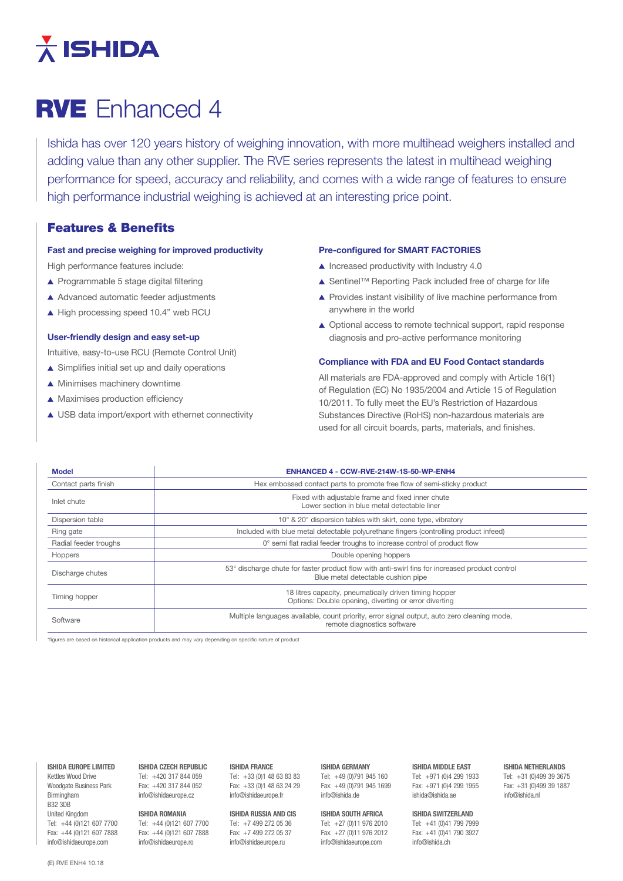ISHIDA

# RVE Enhanced 4

Ishida has over 120 years history of weighing innovation, with more multihead weighers installed and adding value than any other supplier. The RVE series represents the latest in multihead weighing performance for speed, accuracy and reliability, and comes with a wide range of features to ensure high performance industrial weighing is achieved at an interesting price point.

## Features & Benefits

### Fast and precise weighing for improved productivity

High performance features include:

- ▲ Programmable 5 stage digital filtering
- ▲ Advanced automatic feeder adjustments
- ▲ High processing speed 10.4" web RCU

### User-friendly design and easy set-up

Intuitive, easy-to-use RCU (Remote Control Unit)

- ▲ Simplifies initial set up and daily operations
- ▲ Minimises machinery downtime
- ▲ Maximises production efficiency
- ▲ USB data import/export with ethernet connectivity

### Pre-configured for SMART FACTORIES

- ▲ Increased productivity with Industry 4.0
- ▲ Sentinel™ Reporting Pack included free of charge for life
- ▲ Provides instant visibility of live machine performance from anywhere in the world
- ▲ Optional access to remote technical support, rapid response diagnosis and pro-active performance monitoring

### Compliance with FDA and EU Food Contact standards

All materials are FDA-approved and comply with Article 16(1) of Regulation (EC) No 1935/2004 and Article 15 of Regulation 10/2011. To fully meet the EU's Restriction of Hazardous Substances Directive (RoHS) non-hazardous materials are used for all circuit boards, parts, materials, and finishes.

| Model | ENHANCED 4 - CCW-RVE-214W-1S-50-WP-ENH4 |
|---|---|
| Contact parts finish | Hex embossed contact parts to promote free flow of semi-sticky product |
| Inlet chute | Fixed with adjustable frame and fixed inner chute<br>Lower section in blue metal detectable liner |
| Dispersion table | 10° & 20° dispersion tables with skirt, cone type, vibratory |
| Ring gate | Included with blue metal detectable polyurethane fingers (controlling product infeed) |
| Radial feeder troughs | 0° semi flat radial feeder troughs to increase control of product flow |
| Hoppers | Double opening hoppers |
| Discharge chutes | 53° discharge chute for faster product flow with anti-swirl fins for increased product control<br>Blue metal detectable cushion pipe |
| Timing hopper | 18 litres capacity, pneumatically driven timing hopper<br>Options: Double opening, diverting or error diverting |
| Software | Multiple languages available, count priority, error signal output, auto zero cleaning mode, remote diagnostics software |

*figures are based on historical application products and may vary depending on specific nature of product

**ISHIDA EUROPE LIMITED**
Kettles Wood Drive
Woodgate Business Park
Birmingham
B32 3DB
United Kingdom
Tel: +44 (0)121 607 7700
Fax: +44 (0)121 607 7888
info@ishidaeurope.com

**ISHIDA CZECH REPUBLIC**
Tel: +420 317 844 059
Fax: +420 317 844 052
info@ishidaeurope.cz

**ISHIDA ROMANIA**
Tel: +44 (0)121 607 7700
Fax: +44 (0)121 607 7888
info@ishidaeurope.ro

**ISHIDA FRANCE**
Tel: +33 (0)1 48 63 83 83
Fax: +33 (0)1 48 63 24 29
info@ishidaeurope.fr

**ISHIDA RUSSIA AND CIS**
Tel: +7 499 272 05 36
Fax: +7 499 272 05 37
info@ishidaeurope.ru

**ISHIDA GERMANY**
Tel: +49 (0)791 945 160
Fax: +49 (0)791 945 1699
info@ishida.de

**ISHIDA SOUTH AFRICA**
Tel: +27 (0)11 976 2010
Fax: +27 (0)11 976 2012
info@ishidaeurope.com

**ISHIDA MIDDLE EAST**
Tel: +971 (0)4 299 1933
Fax: +971 (0)4 299 1955
ishida@ishida.ae

**ISHIDA SWITZERLAND**
Tel: +41 (0)41 799 7999
Fax: +41 (0)41 790 3927
info@ishida.ch

**ISHIDA NETHERLANDS**
Tel: +31 (0)499 39 3675
Fax: +31 (0)499 39 1887
info@ishida.nl

(E) RVE ENH4 10.18